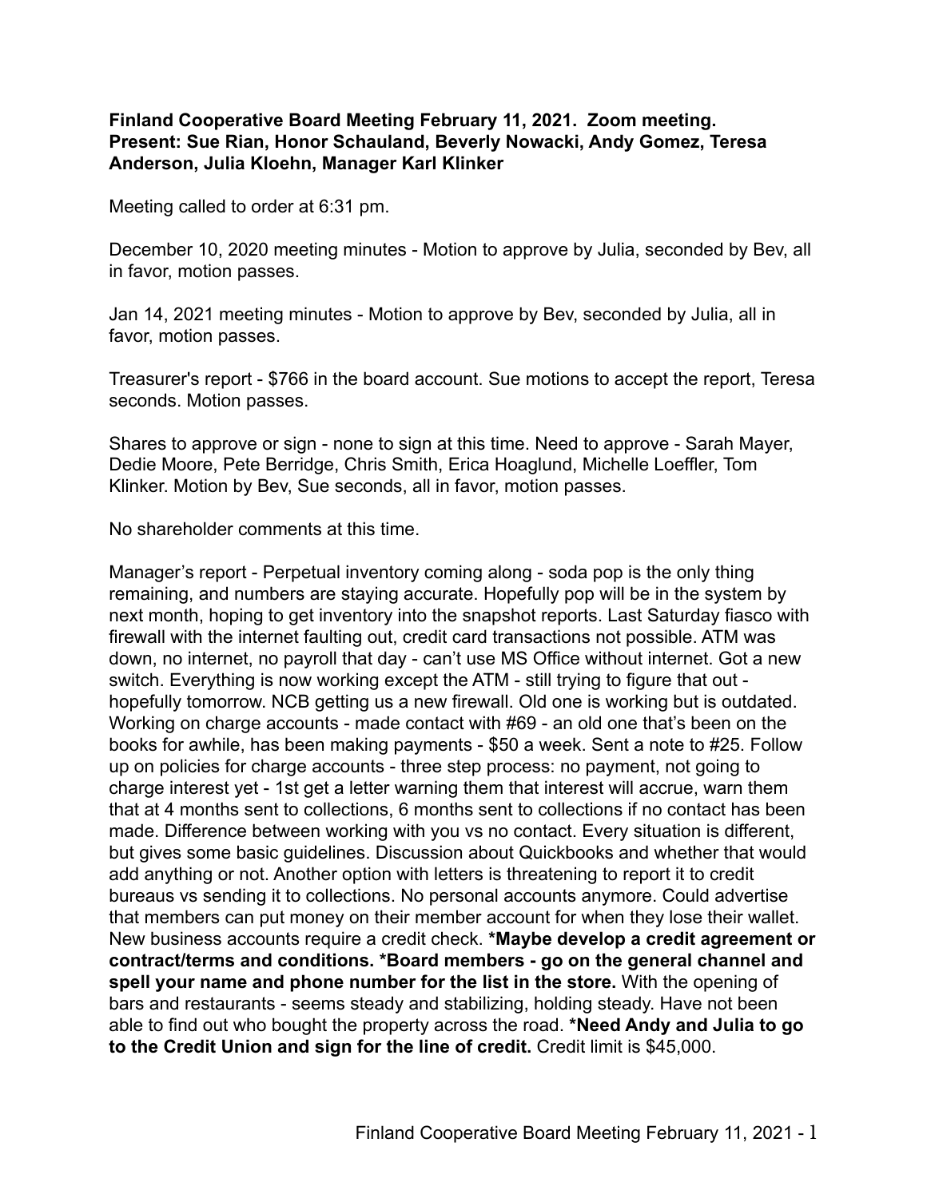**Finland Cooperative Board Meeting February 11, 2021. Zoom meeting.**
**Present: Sue Rian, Honor Schauland, Beverly Nowacki, Andy Gomez, Teresa Anderson, Julia Kloehn, Manager Karl Klinker**

Meeting called to order at 6:31 pm.

December 10, 2020 meeting minutes - Motion to approve by Julia, seconded by Bev, all in favor, motion passes.

Jan 14, 2021 meeting minutes - Motion to approve by Bev, seconded by Julia, all in favor, motion passes.

Treasurer's report - $766 in the board account. Sue motions to accept the report, Teresa seconds. Motion passes.

Shares to approve or sign - none to sign at this time. Need to approve - Sarah Mayer, Dedie Moore, Pete Berridge, Chris Smith, Erica Hoaglund, Michelle Loeffler, Tom Klinker. Motion by Bev, Sue seconds, all in favor, motion passes.

No shareholder comments at this time.

Manager's report - Perpetual inventory coming along - soda pop is the only thing remaining, and numbers are staying accurate. Hopefully pop will be in the system by next month, hoping to get inventory into the snapshot reports. Last Saturday fiasco with firewall with the internet faulting out, credit card transactions not possible. ATM was down, no internet, no payroll that day - can't use MS Office without internet. Got a new switch. Everything is now working except the ATM - still trying to figure that out - hopefully tomorrow. NCB getting us a new firewall. Old one is working but is outdated. Working on charge accounts - made contact with #69 - an old one that's been on the books for awhile, has been making payments - $50 a week. Sent a note to #25. Follow up on policies for charge accounts - three step process: no payment, not going to charge interest yet - 1st get a letter warning them that interest will accrue, warn them that at 4 months sent to collections, 6 months sent to collections if no contact has been made. Difference between working with you vs no contact. Every situation is different, but gives some basic guidelines. Discussion about Quickbooks and whether that would add anything or not. Another option with letters is threatening to report it to credit bureaus vs sending it to collections. No personal accounts anymore. Could advertise that members can put money on their member account for when they lose their wallet. New business accounts require a credit check. ***Maybe develop a credit agreement or contract/terms and conditions. *Board members - go on the general channel and spell your name and phone number for the list in the store.** With the opening of bars and restaurants - seems steady and stabilizing, holding steady. Have not been able to find out who bought the property across the road. ***Need Andy and Julia to go to the Credit Union and sign for the line of credit.** Credit limit is $45,000.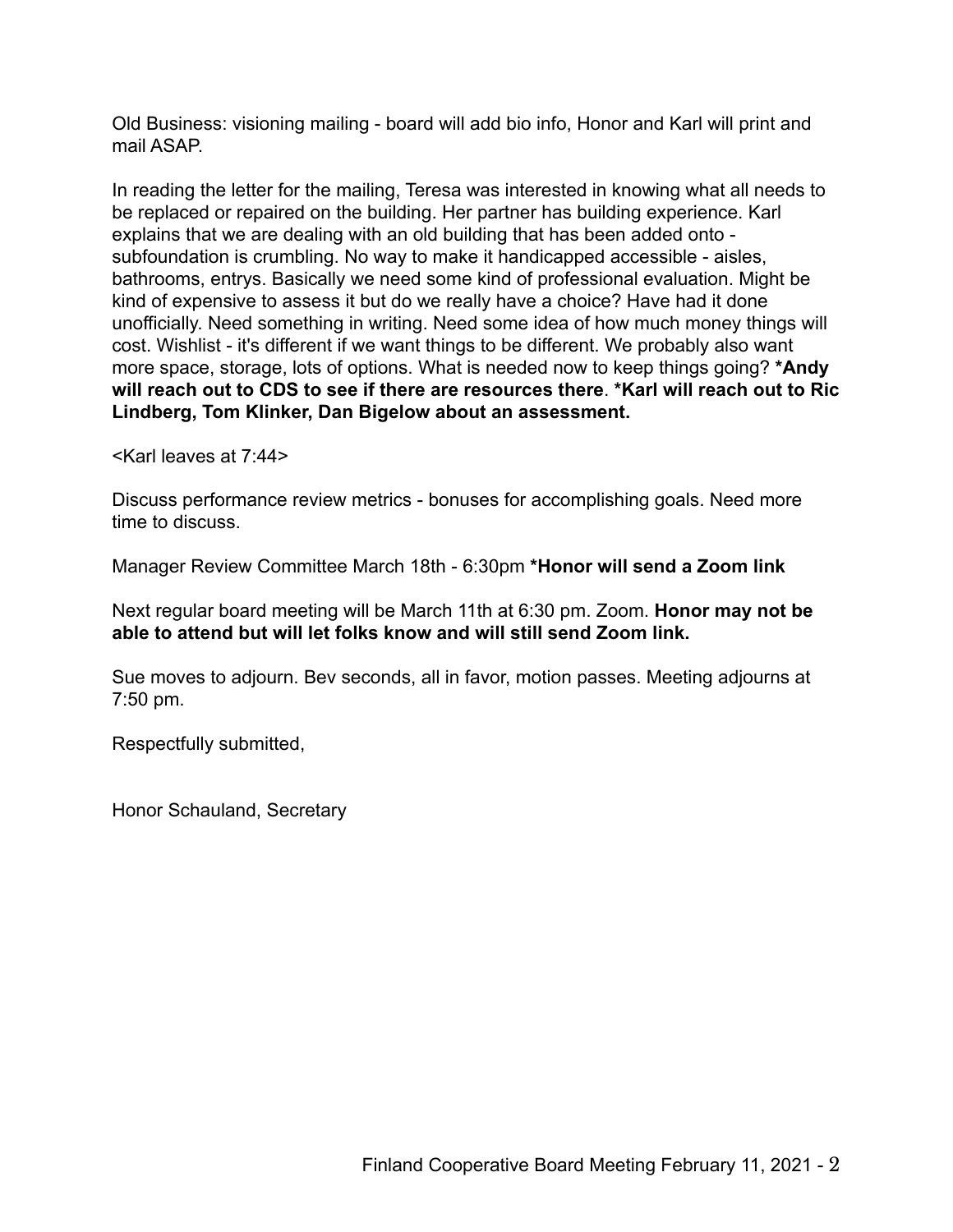Old Business: visioning mailing - board will add bio info, Honor and Karl will print and mail ASAP.

In reading the letter for the mailing, Teresa was interested in knowing what all needs to be replaced or repaired on the building. Her partner has building experience. Karl explains that we are dealing with an old building that has been added onto - subfoundation is crumbling. No way to make it handicapped accessible - aisles, bathrooms, entrys. Basically we need some kind of professional evaluation. Might be kind of expensive to assess it but do we really have a choice? Have had it done unofficially. Need something in writing. Need some idea of how much money things will cost. Wishlist - it's different if we want things to be different. We probably also want more space, storage, lots of options. What is needed now to keep things going? **\*Andy will reach out to CDS to see if there are resources there**. **\*Karl will reach out to Ric Lindberg, Tom Klinker, Dan Bigelow about an assessment.**

<Karl leaves at 7:44>

Discuss performance review metrics - bonuses for accomplishing goals. Need more time to discuss.

Manager Review Committee March 18th - 6:30pm **\*Honor will send a Zoom link**

Next regular board meeting will be March 11th at 6:30 pm. Zoom. **Honor may not be able to attend but will let folks know and will still send Zoom link.**

Sue moves to adjourn. Bev seconds, all in favor, motion passes. Meeting adjourns at 7:50 pm.

Respectfully submitted,

Honor Schauland, Secretary